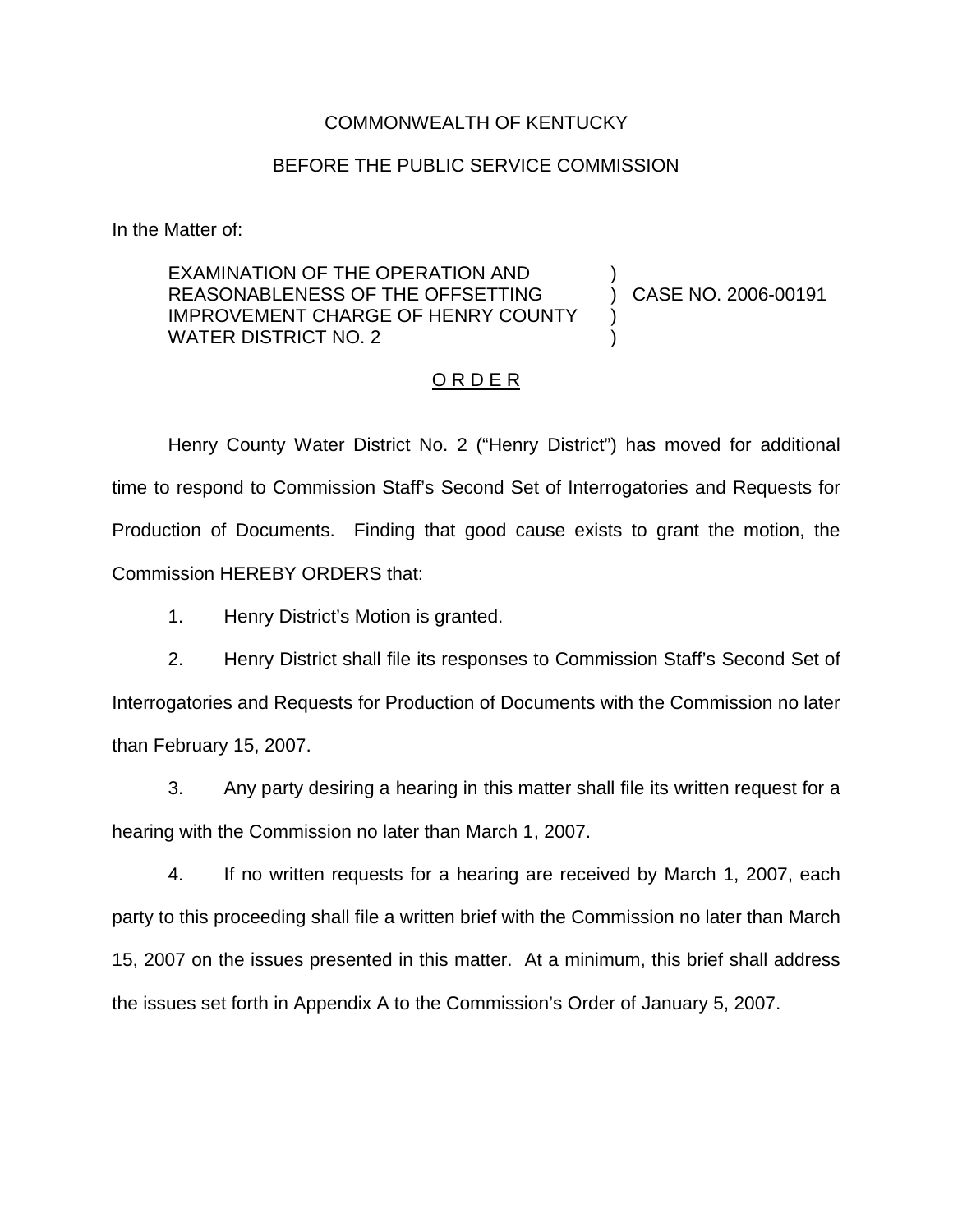COMMONWEALTH OF KENTUCKY

BEFORE THE PUBLIC SERVICE COMMISSION

In the Matter of:

EXAMINATION OF THE OPERATION AND REASONABLENESS OF THE OFFSETTING IMPROVEMENT CHARGE OF HENRY COUNTY WATER DISTRICT NO. 2 ) CASE NO. 2006-00191

O R D E R

Henry County Water District No. 2 ("Henry District") has moved for additional time to respond to Commission Staff's Second Set of Interrogatories and Requests for Production of Documents. Finding that good cause exists to grant the motion, the Commission HEREBY ORDERS that:

1. Henry District's Motion is granted.

2. Henry District shall file its responses to Commission Staff's Second Set of Interrogatories and Requests for Production of Documents with the Commission no later than February 15, 2007.

3. Any party desiring a hearing in this matter shall file its written request for a hearing with the Commission no later than March 1, 2007.

4. If no written requests for a hearing are received by March 1, 2007, each party to this proceeding shall file a written brief with the Commission no later than March 15, 2007 on the issues presented in this matter. At a minimum, this brief shall address the issues set forth in Appendix A to the Commission's Order of January 5, 2007.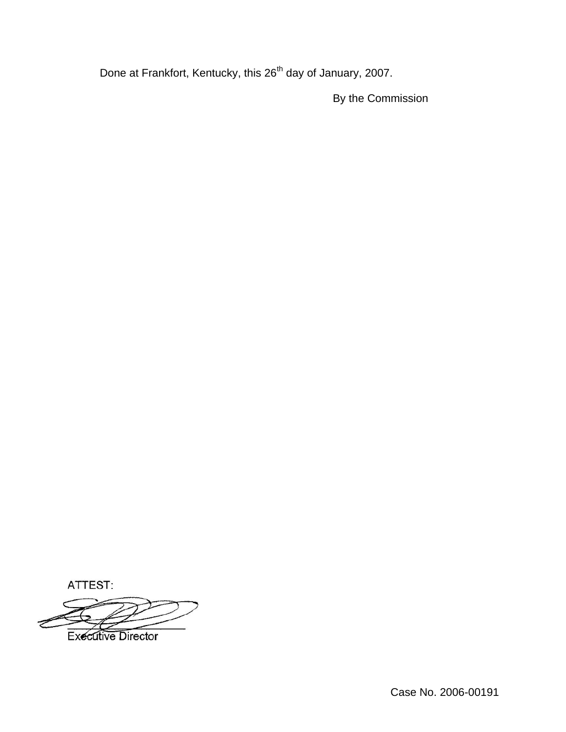Done at Frankfort, Kentucky, this 26th day of January, 2007.

By the Commission

ATTEST:

Executive Director

Case No. 2006-00191